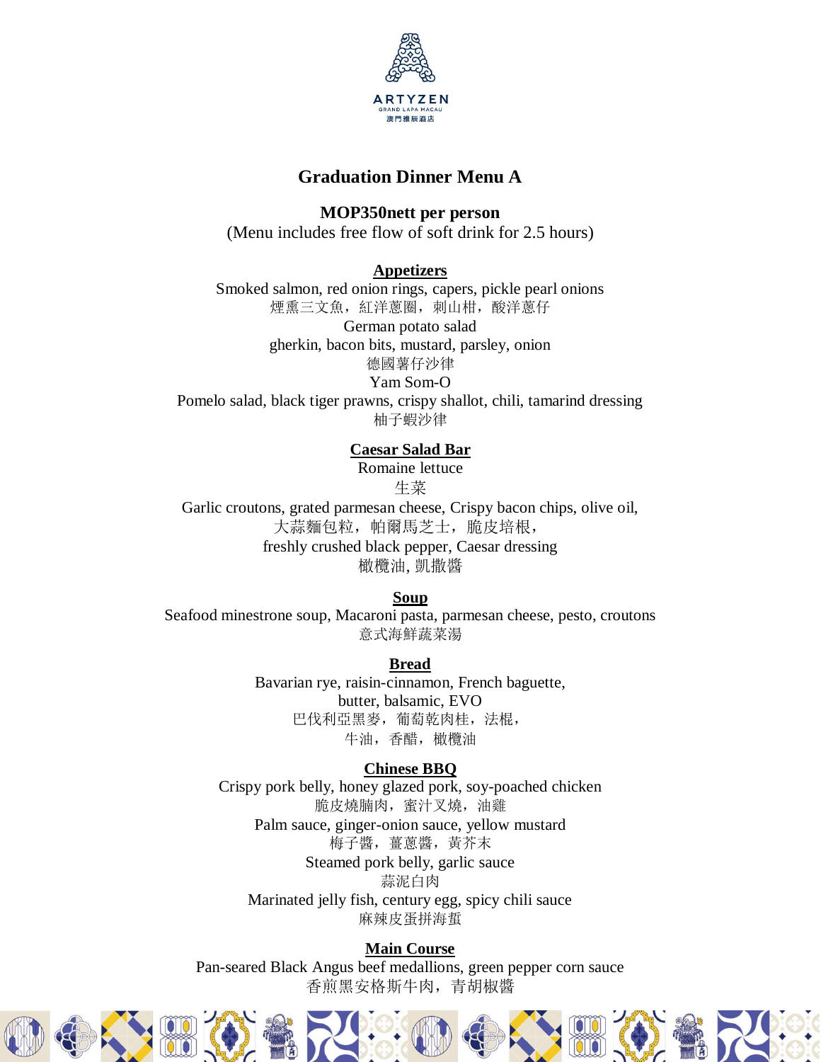ARTYZEN
GRAND LAPA MACAU
澳門雅辰酒店

# Graduation Dinner Menu A

**MOP350nett per person**
(Menu includes free flow of soft drink for 2.5 hours)

## Appetizers

Smoked salmon, red onion rings, capers, pickle pearl onions
煙熏三文魚，紅洋蔥圈，刺山柑，酸洋蔥仔
German potato salad
gherkin, bacon bits, mustard, parsley, onion
德國薯仔沙律
Yam Som-O
Pomelo salad, black tiger prawns, crispy shallot, chili, tamarind dressing
柚子蝦沙律

## Caesar Salad Bar

Romaine lettuce
生菜
Garlic croutons, grated parmesan cheese, Crispy bacon chips, olive oil,
大蒜麵包粒，帕爾馬芝士，脆皮培根，
freshly crushed black pepper, Caesar dressing
橄欖油, 凱撒醬

## Soup

Seafood minestrone soup, Macaroni pasta, parmesan cheese, pesto, croutons
意式海鮮蔬菜湯

## Bread

Bavarian rye, raisin-cinnamon, French baguette,
butter, balsamic, EVO
巴伐利亞黑麥，葡萄乾肉桂，法棍，
牛油，香醋，橄欖油

## Chinese BBQ

Crispy pork belly, honey glazed pork, soy-poached chicken
脆皮燒腩肉，蜜汁叉燒，油雞
Palm sauce, ginger-onion sauce, yellow mustard
梅子醬，薑蔥醬，黃芥末
Steamed pork belly, garlic sauce
蒜泥白肉
Marinated jelly fish, century egg, spicy chili sauce
麻辣皮蛋拼海蜇

## Main Course

Pan-seared Black Angus beef medallions, green pepper corn sauce
香煎黑安格斯牛肉，青胡椒醬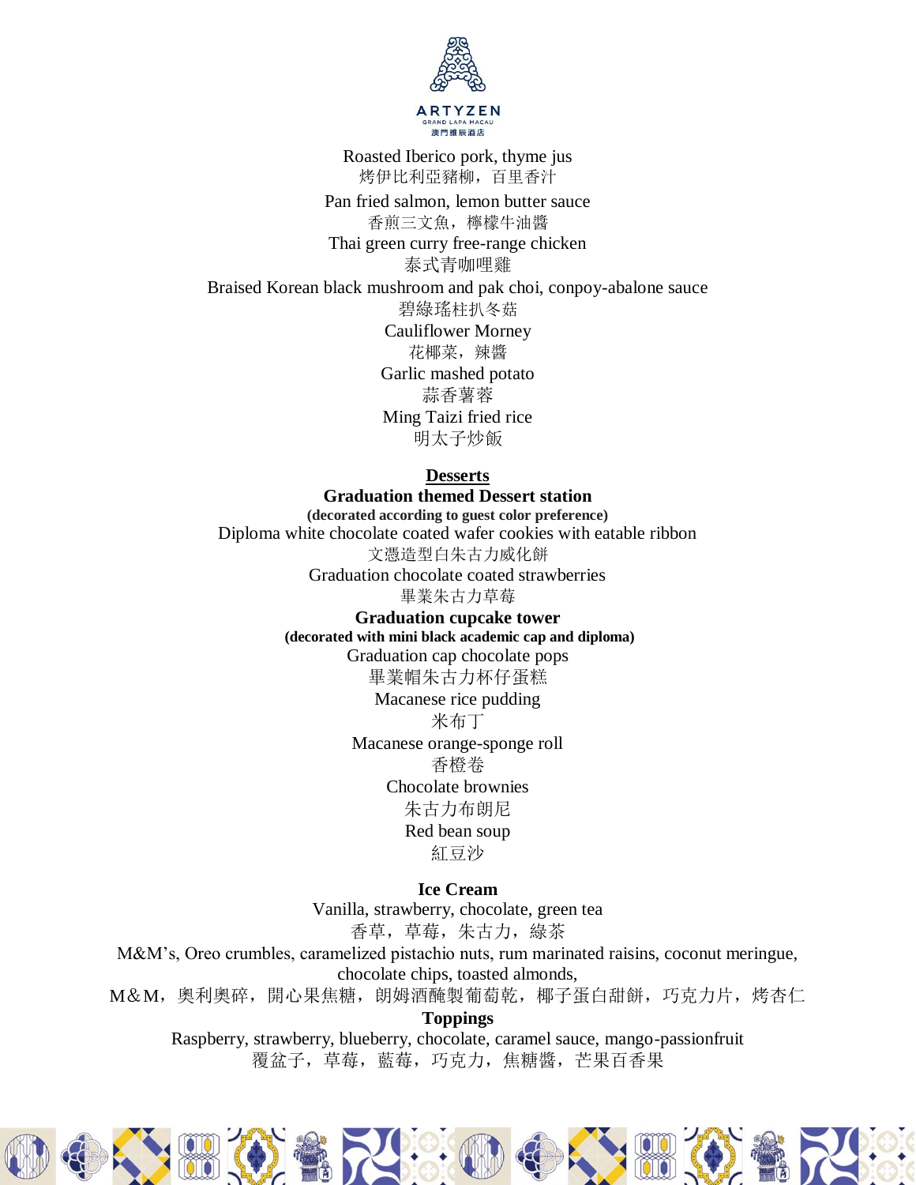Roasted Iberico pork, thyme jus
烤伊比利亞豬柳，百里香汁

Pan fried salmon, lemon butter sauce
香煎三文魚，檸檬牛油醬

Thai green curry free-range chicken
泰式青咖哩雞

Braised Korean black mushroom and pak choi, conpoy-abalone sauce
碧綠瑤柱扒冬菇

Cauliflower Morney
花椰菜，辣醬

Garlic mashed potato
蒜香薯蓉

Ming Taizi fried rice
明太子炒飯

## Desserts

**Graduation themed Dessert station**

**(decorated according to guest color preference)**

Diploma white chocolate coated wafer cookies with eatable ribbon
文憑造型白朱古力威化餅

Graduation chocolate coated strawberries
畢業朱古力草莓

**Graduation cupcake tower**

**(decorated with mini black academic cap and diploma)**

Graduation cap chocolate pops
畢業帽朱古力杯仔蛋糕

Macanese rice pudding
米布丁

Macanese orange-sponge roll
香橙卷

Chocolate brownies
朱古力布朗尼

Red bean soup
紅豆沙

**Ice Cream**

Vanilla, strawberry, chocolate, green tea
香草，草莓，朱古力，綠茶

M&M's, Oreo crumbles, caramelized pistachio nuts, rum marinated raisins, coconut meringue, chocolate chips, toasted almonds,
M&M，奧利奧碎，開心果焦糖，朗姆酒醃製葡萄乾，椰子蛋白甜餅，巧克力片，烤杏仁

**Toppings**

Raspberry, strawberry, blueberry, chocolate, caramel sauce, mango-passionfruit
覆盆子，草莓，藍莓，巧克力，焦糖醬，芒果百香果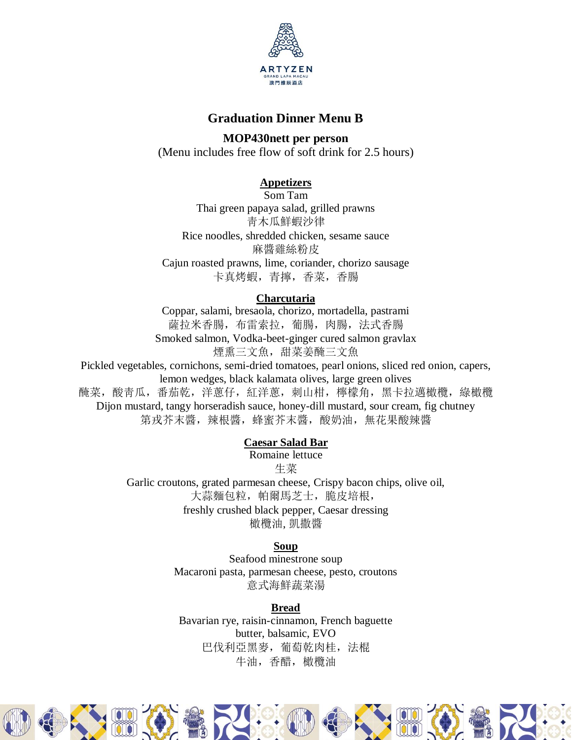ARTYZEN
GRAND LAPA MACAU
澳門雅辰酒店

# Graduation Dinner Menu B

**MOP430nett per person**

(Menu includes free flow of soft drink for 2.5 hours)

## Appetizers

Som Tam

Thai green papaya salad, grilled prawns

青木瓜鮮蝦沙律

Rice noodles, shredded chicken, sesame sauce

麻醬雞絲粉皮

Cajun roasted prawns, lime, coriander, chorizo sausage

卡真烤蝦，青檸，香菜，香腸

## Charcutaria

Coppar, salami, bresaola, chorizo, mortadella, pastrami

薩拉米香腸，布雷索拉，葡腸，肉腸，法式香腸

Smoked salmon, Vodka-beet-ginger cured salmon gravlax

煙熏三文魚，甜菜姜醃三文魚

Pickled vegetables, cornichons, semi-dried tomatoes, pearl onions, sliced red onion, capers, lemon wedges, black kalamata olives, large green olives

醃菜，酸青瓜，番茄乾，洋蔥仔，紅洋蔥，刺山柑，檸檬角，黑卡拉邁橄欖，綠橄欖

Dijon mustard, tangy horseradish sauce, honey-dill mustard, sour cream, fig chutney

第戎芥末醬，辣根醬，蜂蜜芥末醬，酸奶油，無花果酸辣醬

## Caesar Salad Bar

Romaine lettuce

生菜

Garlic croutons, grated parmesan cheese, Crispy bacon chips, olive oil,

大蒜麵包粒，帕爾馬芝士，脆皮培根，

freshly crushed black pepper, Caesar dressing

橄欖油, 凱撒醬

## Soup

Seafood minestrone soup

Macaroni pasta, parmesan cheese, pesto, croutons

意式海鮮蔬菜湯

## Bread

Bavarian rye, raisin-cinnamon, French baguette

butter, balsamic, EVO

巴伐利亞黑麥，葡萄乾肉桂，法棍

牛油，香醋，橄欖油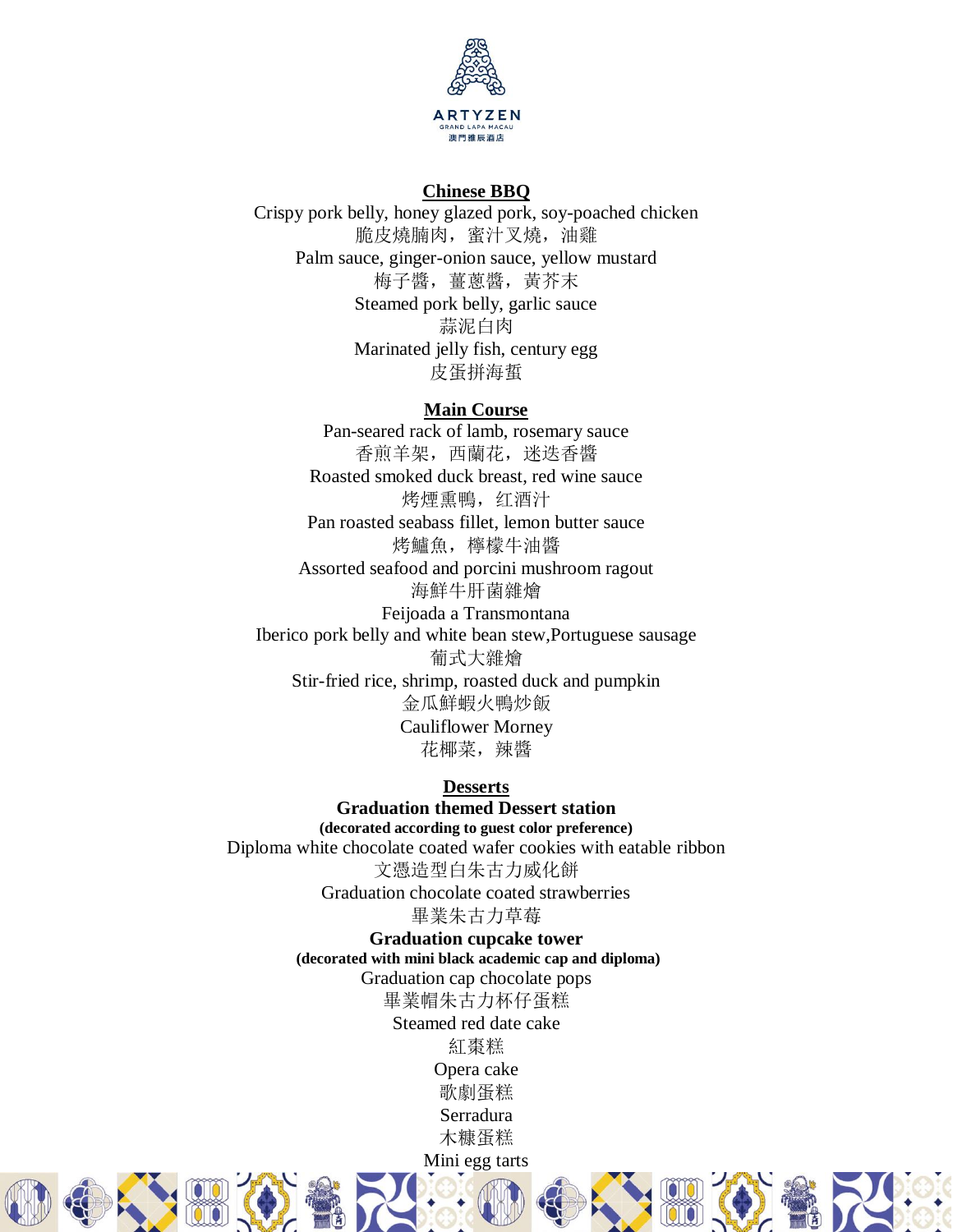ARTYZEN
GRAND LAPA MACAU
澳門雅辰酒店

## Chinese BBQ

Crispy pork belly, honey glazed pork, soy-poached chicken
脆皮燒腩肉，蜜汁叉燒，油雞
Palm sauce, ginger-onion sauce, yellow mustard
梅子醬，薑蔥醬，黃芥末
Steamed pork belly, garlic sauce
蒜泥白肉
Marinated jelly fish, century egg
皮蛋拼海蜇

## Main Course

Pan-seared rack of lamb, rosemary sauce
香煎羊架，西蘭花，迷迭香醬
Roasted smoked duck breast, red wine sauce
烤煙熏鴨，红酒汁
Pan roasted seabass fillet, lemon butter sauce
烤鱸魚，檸檬牛油醬
Assorted seafood and porcini mushroom ragout
海鮮牛肝菌雜燴
Feijoada a Transmontana
Iberico pork belly and white bean stew,Portuguese sausage
葡式大雜燴
Stir-fried rice, shrimp, roasted duck and pumpkin
金瓜鮮蝦火鴨炒飯
Cauliflower Morney
花椰菜，辣醬

## Desserts

**Graduation themed Dessert station**
**(decorated according to guest color preference)**
Diploma white chocolate coated wafer cookies with eatable ribbon
文憑造型白朱古力威化餅
Graduation chocolate coated strawberries
畢業朱古力草莓
**Graduation cupcake tower**
**(decorated with mini black academic cap and diploma)**
Graduation cap chocolate pops
畢業帽朱古力杯仔蛋糕
Steamed red date cake
紅棗糕
Opera cake
歌劇蛋糕
Serradura
木糠蛋糕
Mini egg tarts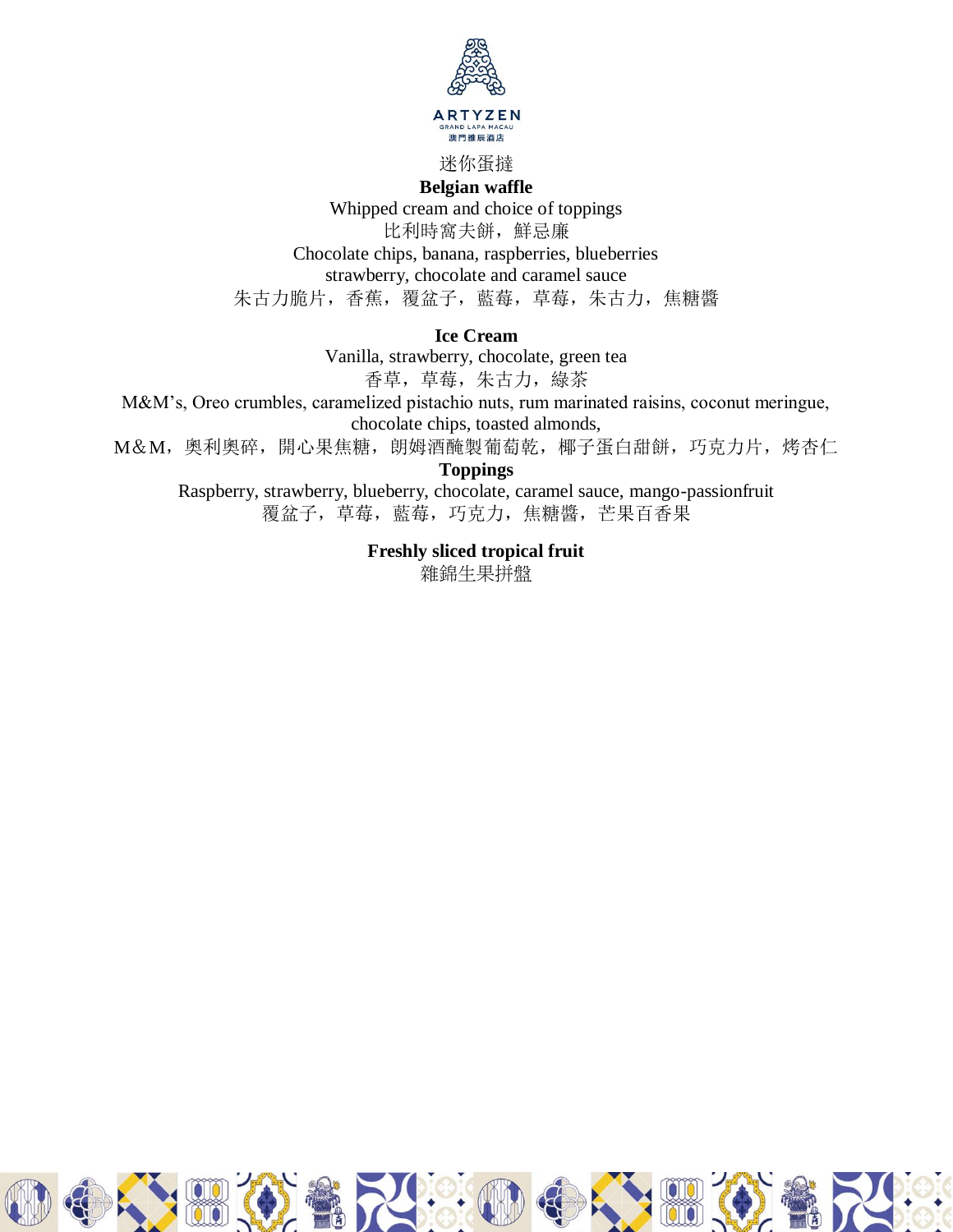ARTYZEN
GRAND LAPA MACAU
澳門雅辰酒店

迷你蛋撻

**Belgian waffle**

Whipped cream and choice of toppings

比利時窩夫餅，鮮忌廉

Chocolate chips, banana, raspberries, blueberries

strawberry, chocolate and caramel sauce

朱古力脆片，香蕉，覆盆子，藍莓，草莓，朱古力，焦糖醬

**Ice Cream**

Vanilla, strawberry, chocolate, green tea

香草，草莓，朱古力，綠茶

M&M's, Oreo crumbles, caramelized pistachio nuts, rum marinated raisins, coconut meringue, chocolate chips, toasted almonds,

M&M，奧利奧碎，開心果焦糖，朗姆酒醃製葡萄乾，椰子蛋白甜餅，巧克力片，烤杏仁

**Toppings**

Raspberry, strawberry, blueberry, chocolate, caramel sauce, mango-passionfruit

覆盆子，草莓，藍莓，巧克力，焦糖醬，芒果百香果

**Freshly sliced tropical fruit**

雜錦生果拼盤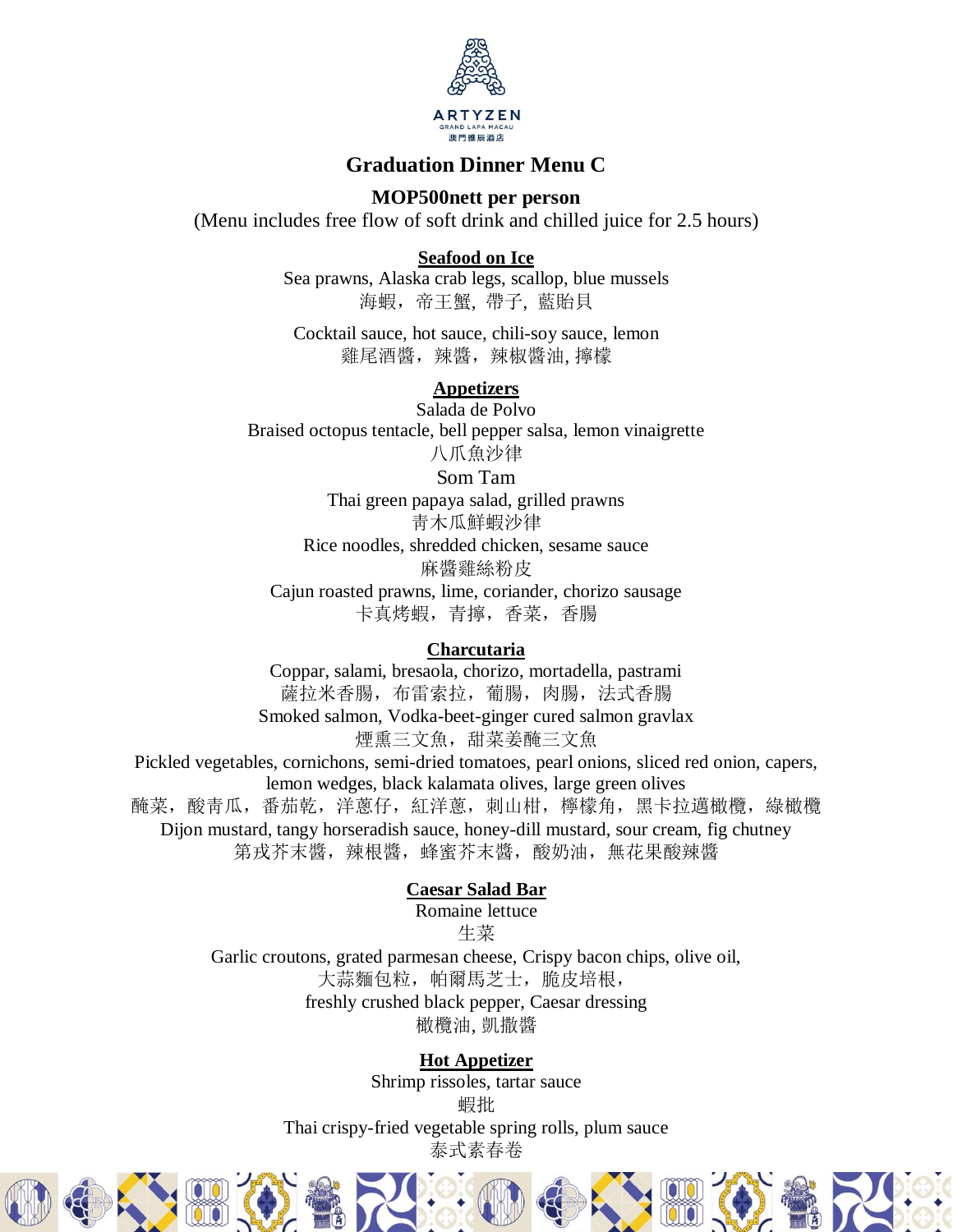ARTYZEN
GRAND LAPA MACAU
澳門雅辰酒店

# Graduation Dinner Menu C

**MOP500nett per person**

(Menu includes free flow of soft drink and chilled juice for 2.5 hours)

## Seafood on Ice

Sea prawns, Alaska crab legs, scallop, blue mussels
海蝦，帝王蟹, 帶子, 藍貽貝

Cocktail sauce, hot sauce, chili-soy sauce, lemon
雞尾酒醬，辣醬，辣椒醬油, 擰檬

## Appetizers

Salada de Polvo
Braised octopus tentacle, bell pepper salsa, lemon vinaigrette
八爪魚沙律

Som Tam
Thai green papaya salad, grilled prawns
青木瓜鮮蝦沙律

Rice noodles, shredded chicken, sesame sauce
麻醬雞絲粉皮

Cajun roasted prawns, lime, coriander, chorizo sausage
卡真烤蝦，青擰，香菜，香腸

## Charcutaria

Coppar, salami, bresaola, chorizo, mortadella, pastrami
薩拉米香腸，布雷索拉，葡腸，肉腸，法式香腸

Smoked salmon, Vodka-beet-ginger cured salmon gravlax
煙熏三文魚，甜菜姜醃三文魚

Pickled vegetables, cornichons, semi-dried tomatoes, pearl onions, sliced red onion, capers, lemon wedges, black kalamata olives, large green olives
醃菜，酸青瓜，番茄乾，洋蔥仔，紅洋蔥，刺山柑，檸檬角，黑卡拉邁橄欖，綠橄欖

Dijon mustard, tangy horseradish sauce, honey-dill mustard, sour cream, fig chutney
第戎芥末醬，辣根醬，蜂蜜芥末醬，酸奶油，無花果酸辣醬

## Caesar Salad Bar

Romaine lettuce
生菜

Garlic croutons, grated parmesan cheese, Crispy bacon chips, olive oil,
大蒜麵包粒，帕爾馬芝士，脆皮培根，
freshly crushed black pepper, Caesar dressing
橄欖油, 凱撒醬

## Hot Appetizer

Shrimp rissoles, tartar sauce
蝦批

Thai crispy-fried vegetable spring rolls, plum sauce
泰式素春卷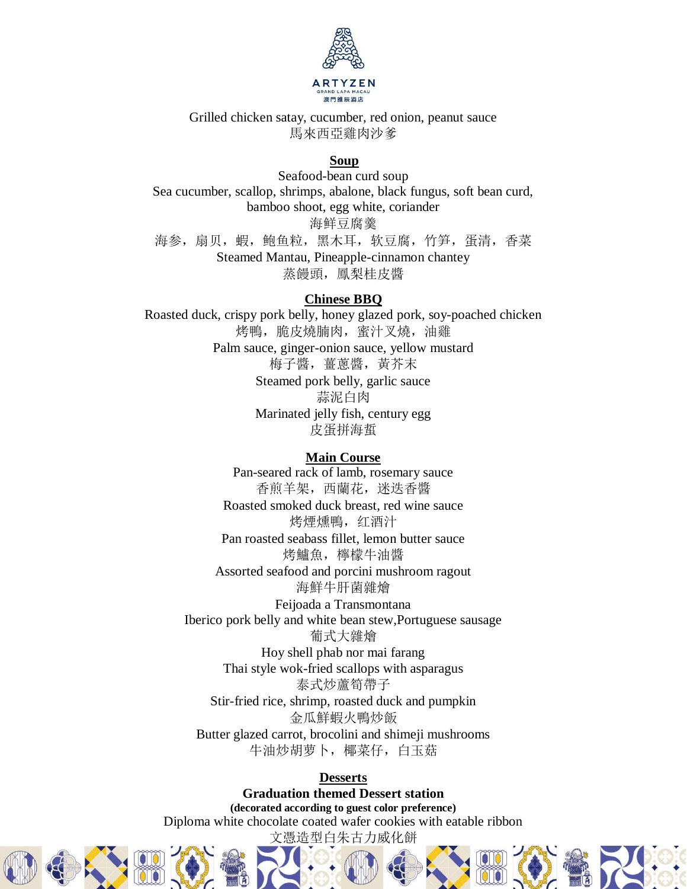Grilled chicken satay, cucumber, red onion, peanut sauce
馬來西亞雞肉沙爹

## Soup

Seafood-bean curd soup
Sea cucumber, scallop, shrimps, abalone, black fungus, soft bean curd, bamboo shoot, egg white, coriander
海鮮豆腐羹
海参，扇贝，虾，鲍鱼粒，黑木耳，软豆腐，竹笋，蛋清，香菜
Steamed Mantau, Pineapple-cinnamon chantey
蒸饅頭，鳳梨桂皮醬

## Chinese BBQ

Roasted duck, crispy pork belly, honey glazed pork, soy-poached chicken
烤鴨，脆皮燒腩肉，蜜汁叉燒，油雞
Palm sauce, ginger-onion sauce, yellow mustard
梅子醬，薑葱醬，黃芥末
Steamed pork belly, garlic sauce
蒜泥白肉
Marinated jelly fish, century egg
皮蛋拼海蜇

## Main Course

Pan-seared rack of lamb, rosemary sauce
香煎羊架，西蘭花，迷迭香醬
Roasted smoked duck breast, red wine sauce
烤煙燻鴨，红酒汁
Pan roasted seabass fillet, lemon butter sauce
烤鱸魚，檸檬牛油醬
Assorted seafood and porcini mushroom ragout
海鮮牛肝菌雜燴
Feijoada a Transmontana
Iberico pork belly and white bean stew,Portuguese sausage
葡式大雜燴
Hoy shell phab nor mai farang
Thai style wok-fried scallops with asparagus
泰式炒蘆筍帶子
Stir-fried rice, shrimp, roasted duck and pumpkin
金瓜鮮蝦火鴨炒飯
Butter glazed carrot, brocolini and shimeji mushrooms
牛油炒胡萝卜，椰菜仔，白玉菇

## Desserts

**Graduation themed Dessert station**
**(decorated according to guest color preference)**
Diploma white chocolate coated wafer cookies with eatable ribbon
文憑造型白朱古力威化餅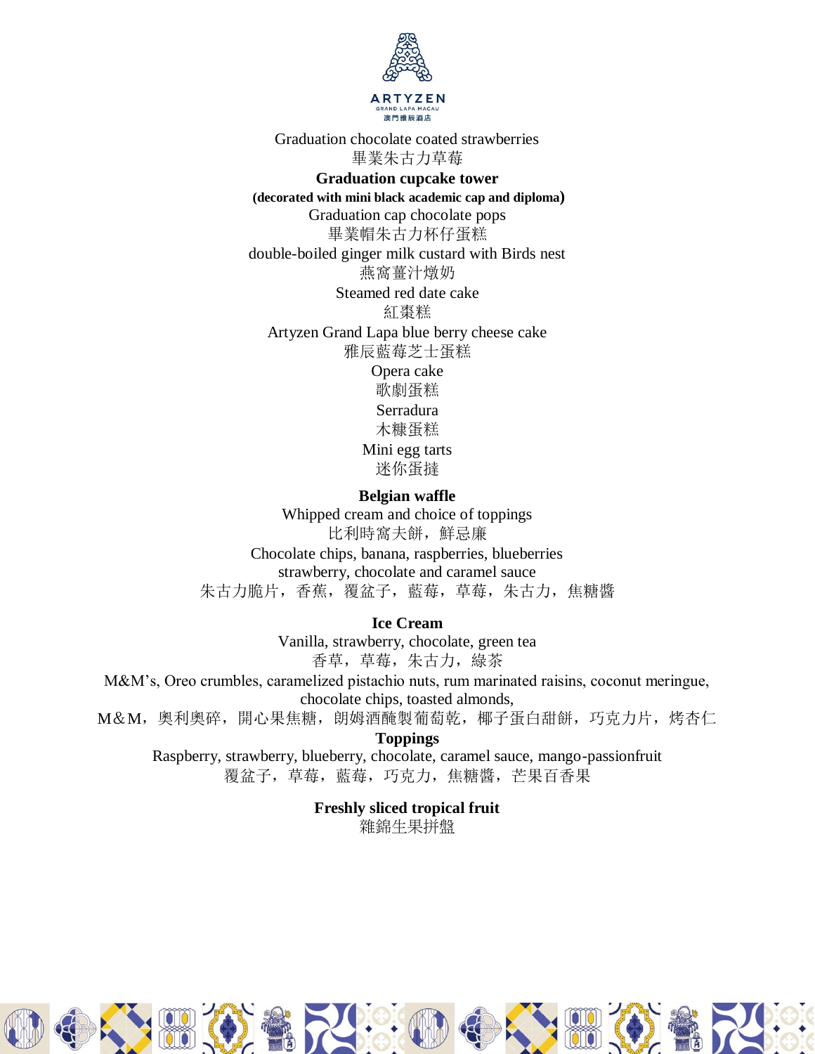ARTYZEN
GRAND LAPA MACAU
澳門雅辰酒店

Graduation chocolate coated strawberries
畢業朱古力草莓

**Graduation cupcake tower**
**(decorated with mini black academic cap and diploma)**
Graduation cap chocolate pops
畢業帽朱古力杯仔蛋糕

double-boiled ginger milk custard with Birds nest
燕窩薑汁燉奶

Steamed red date cake
紅棗糕

Artyzen Grand Lapa blue berry cheese cake
雅辰藍莓芝士蛋糕

Opera cake
歌劇蛋糕

Serradura
木糠蛋糕

Mini egg tarts
迷你蛋撻

**Belgian waffle**
Whipped cream and choice of toppings
比利時窩夫餅，鮮忌廉
Chocolate chips, banana, raspberries, blueberries
strawberry, chocolate and caramel sauce
朱古力脆片，香蕉，覆盆子，藍莓，草莓，朱古力，焦糖醬

**Ice Cream**
Vanilla, strawberry, chocolate, green tea
香草，草莓，朱古力，綠茶
M&M's, Oreo crumbles, caramelized pistachio nuts, rum marinated raisins, coconut meringue,
chocolate chips, toasted almonds,
M&M，奧利奧碎，開心果焦糖，朗姆酒醃製葡萄乾，椰子蛋白甜餅，巧克力片，烤杏仁

**Toppings**
Raspberry, strawberry, blueberry, chocolate, caramel sauce, mango-passionfruit
覆盆子，草莓，藍莓，巧克力，焦糖醬，芒果百香果

**Freshly sliced tropical fruit**
雜錦生果拼盤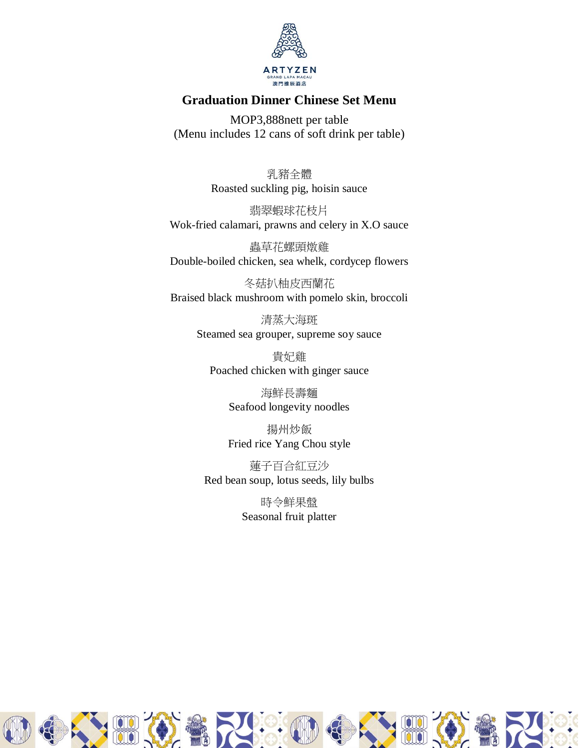ARTYZEN

GRAND LAPA MACAU

澳門雅辰酒店

## Graduation Dinner Chinese Set Menu

MOP3,888nett per table

(Menu includes 12 cans of soft drink per table)

乳豬全體

Roasted suckling pig, hoisin sauce

翡翠蝦球花枝片

Wok-fried calamari, prawns and celery in X.O sauce

蟲草花螺頭燉雞

Double-boiled chicken, sea whelk, cordycep flowers

冬菇扒柚皮西蘭花

Braised black mushroom with pomelo skin, broccoli

清蒸大海斑

Steamed sea grouper, supreme soy sauce

貴妃雞

Poached chicken with ginger sauce

海鮮長壽麵

Seafood longevity noodles

揚州炒飯

Fried rice Yang Chou style

蓮子百合紅豆沙

Red bean soup, lotus seeds, lily bulbs

時令鮮果盤

Seasonal fruit platter